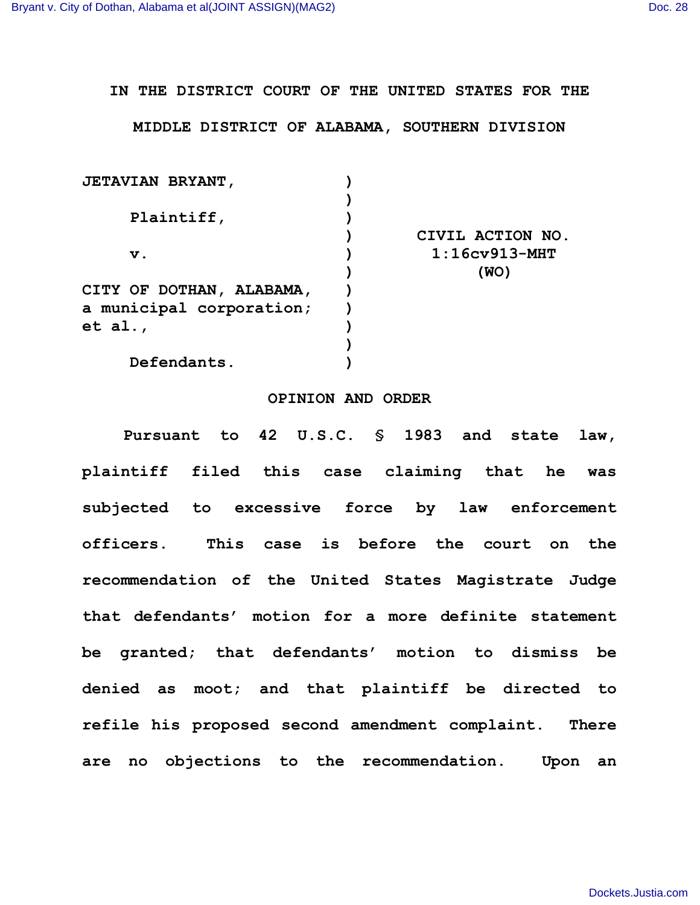IN THE DISTRICT COURT OF THE UNITED STATES FOR THE

MIDDLE DISTRICT OF ALABAMA, SOUTHERN DIVISION

| | | |
|---|---|---|
| JETAVIAN BRYANT, | ) | |
| | ) | |
| Plaintiff, | ) | |
| | ) | CIVIL ACTION NO. |
| v. | ) | 1:16cv913-MHT |
| | ) | (WO) |
| CITY OF DOTHAN, ALABAMA, | ) | |
| a municipal corporation; | ) | |
| et al., | ) | |
| | ) | |
| Defendants. | ) | |

## OPINION AND ORDER

Pursuant to 42 U.S.C. § 1983 and state law, plaintiff filed this case claiming that he was subjected to excessive force by law enforcement officers. This case is before the court on the recommendation of the United States Magistrate Judge that defendants' motion for a more definite statement be granted; that defendants' motion to dismiss be denied as moot; and that plaintiff be directed to refile his proposed second amendment complaint. There are no objections to the recommendation. Upon an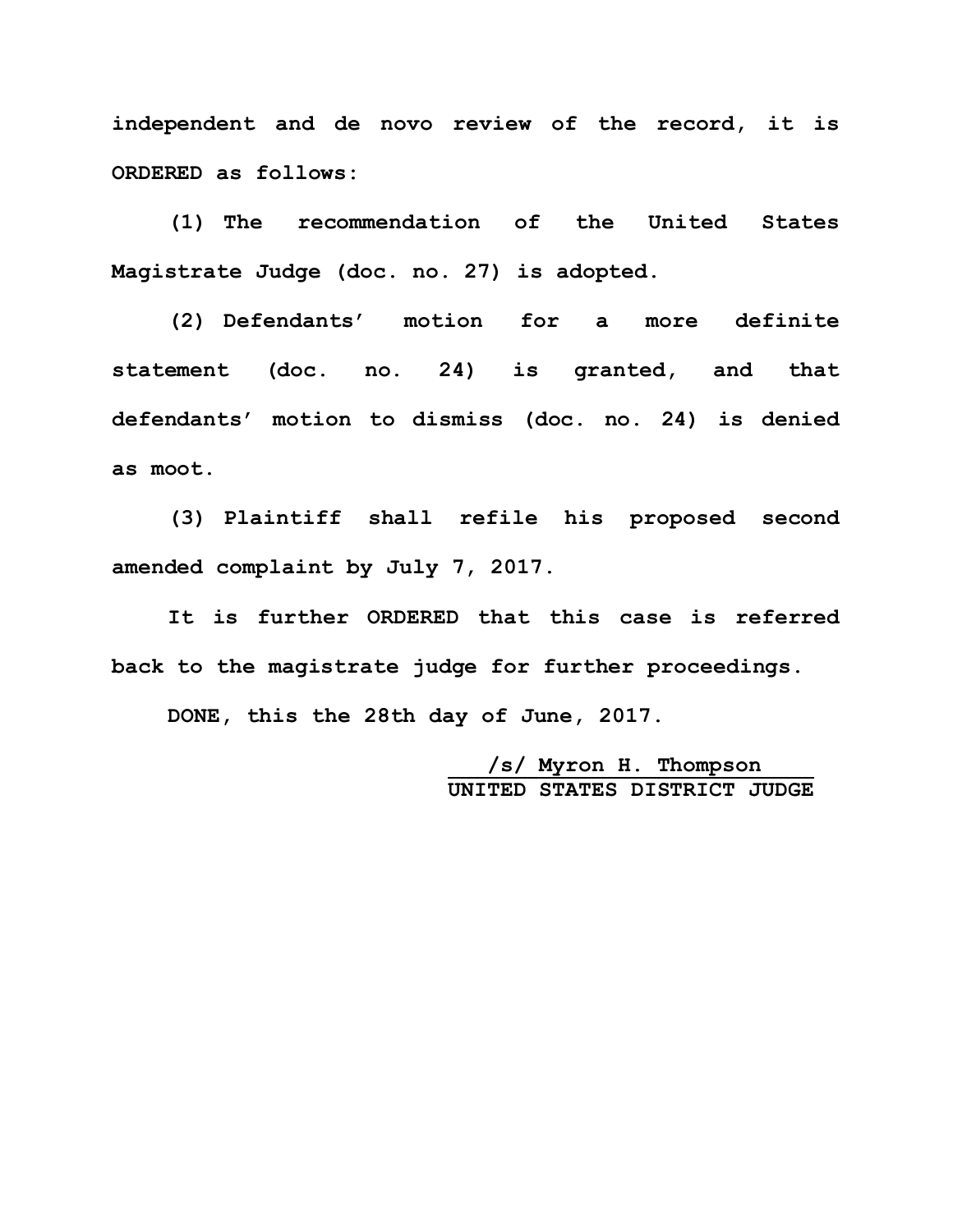**independent and de novo review of the record, it is ORDERED as follows:**

**(1) The recommendation of the United States Magistrate Judge (doc. no. 27) is adopted.**

**(2) Defendants' motion for a more definite statement (doc. no. 24) is granted, and that defendants' motion to dismiss (doc. no. 24) is denied as moot.**

**(3) Plaintiff shall refile his proposed second amended complaint by July 7, 2017.**

**It is further ORDERED that this case is referred back to the magistrate judge for further proceedings.**

**DONE, this the 28th day of June, 2017.**

**/s/ Myron H. Thompson**
**UNITED STATES DISTRICT JUDGE**